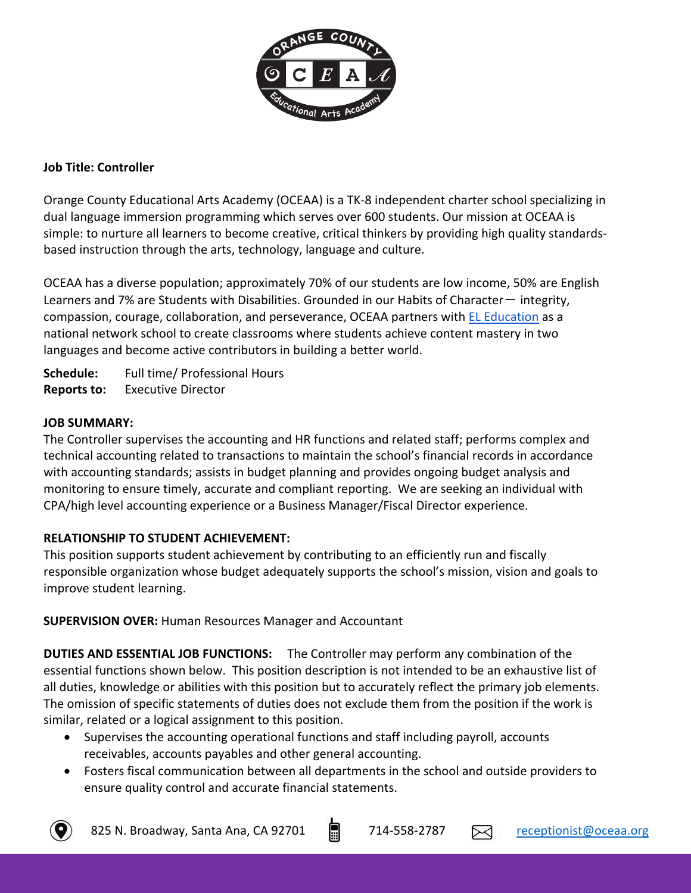**Job Title: Controller**

Orange County Educational Arts Academy (OCEAA) is a TK-8 independent charter school specializing in dual language immersion programming which serves over 600 students. Our mission at OCEAA is simple: to nurture all learners to become creative, critical thinkers by providing high quality standards-based instruction through the arts, technology, language and culture.

OCEAA has a diverse population; approximately 70% of our students are low income, 50% are English Learners and 7% are Students with Disabilities. Grounded in our Habits of Character— integrity, compassion, courage, collaboration, and perseverance, OCEAA partners with EL Education as a national network school to create classrooms where students achieve content mastery in two languages and become active contributors in building a better world.

**Schedule:** Full time/ Professional Hours
**Reports to:** Executive Director

**JOB SUMMARY:**

The Controller supervises the accounting and HR functions and related staff; performs complex and technical accounting related to transactions to maintain the school's financial records in accordance with accounting standards; assists in budget planning and provides ongoing budget analysis and monitoring to ensure timely, accurate and compliant reporting. We are seeking an individual with CPA/high level accounting experience or a Business Manager/Fiscal Director experience.

**RELATIONSHIP TO STUDENT ACHIEVEMENT:**

This position supports student achievement by contributing to an efficiently run and fiscally responsible organization whose budget adequately supports the school's mission, vision and goals to improve student learning.

**SUPERVISION OVER:** Human Resources Manager and Accountant

**DUTIES AND ESSENTIAL JOB FUNCTIONS:** The Controller may perform any combination of the essential functions shown below. This position description is not intended to be an exhaustive list of all duties, knowledge or abilities with this position but to accurately reflect the primary job elements. The omission of specific statements of duties does not exclude them from the position if the work is similar, related or a logical assignment to this position.

- Supervises the accounting operational functions and staff including payroll, accounts receivables, accounts payables and other general accounting.
- Fosters fiscal communication between all departments in the school and outside providers to ensure quality control and accurate financial statements.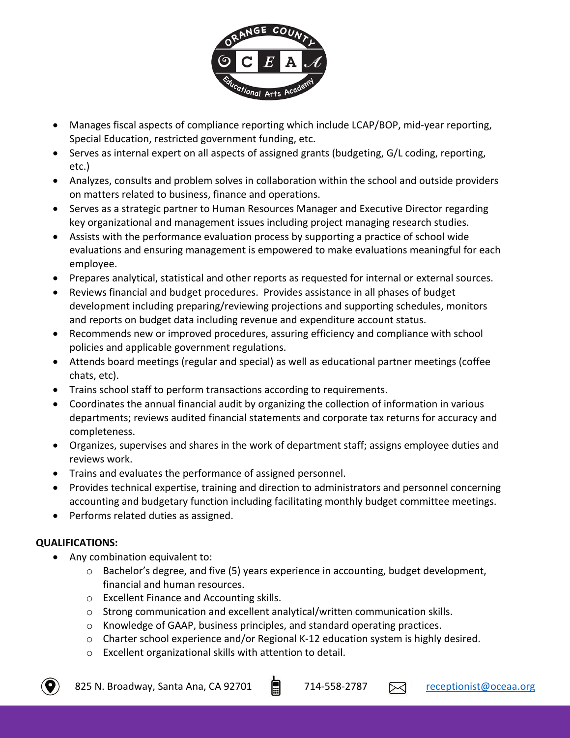- Manages fiscal aspects of compliance reporting which include LCAP/BOP, mid-year reporting, Special Education, restricted government funding, etc.
- Serves as internal expert on all aspects of assigned grants (budgeting, G/L coding, reporting, etc.)
- Analyzes, consults and problem solves in collaboration within the school and outside providers on matters related to business, finance and operations.
- Serves as a strategic partner to Human Resources Manager and Executive Director regarding key organizational and management issues including project managing research studies.
- Assists with the performance evaluation process by supporting a practice of school wide evaluations and ensuring management is empowered to make evaluations meaningful for each employee.
- Prepares analytical, statistical and other reports as requested for internal or external sources.
- Reviews financial and budget procedures. Provides assistance in all phases of budget development including preparing/reviewing projections and supporting schedules, monitors and reports on budget data including revenue and expenditure account status.
- Recommends new or improved procedures, assuring efficiency and compliance with school policies and applicable government regulations.
- Attends board meetings (regular and special) as well as educational partner meetings (coffee chats, etc).
- Trains school staff to perform transactions according to requirements.
- Coordinates the annual financial audit by organizing the collection of information in various departments; reviews audited financial statements and corporate tax returns for accuracy and completeness.
- Organizes, supervises and shares in the work of department staff; assigns employee duties and reviews work.
- Trains and evaluates the performance of assigned personnel.
- Provides technical expertise, training and direction to administrators and personnel concerning accounting and budgetary function including facilitating monthly budget committee meetings.
- Performs related duties as assigned.

**QUALIFICATIONS:**

- Any combination equivalent to:
  - Bachelor's degree, and five (5) years experience in accounting, budget development, financial and human resources.
  - Excellent Finance and Accounting skills.
  - Strong communication and excellent analytical/written communication skills.
  - Knowledge of GAAP, business principles, and standard operating practices.
  - Charter school experience and/or Regional K-12 education system is highly desired.
  - Excellent organizational skills with attention to detail.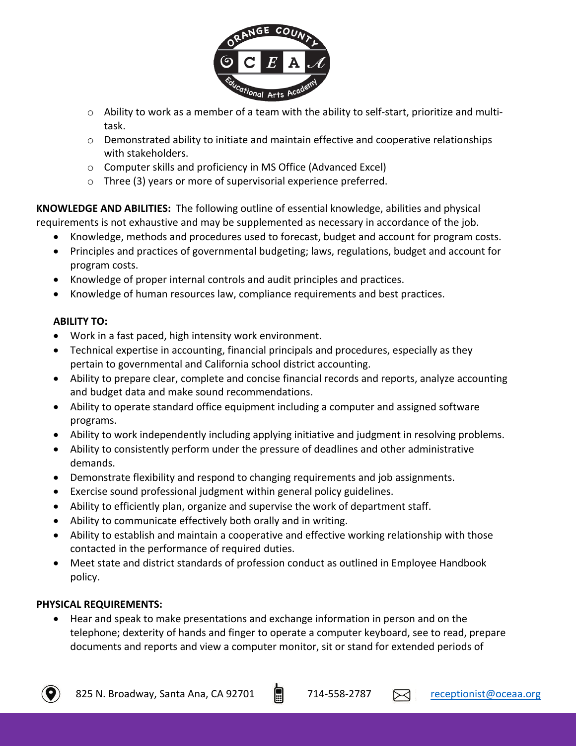- Ability to work as a member of a team with the ability to self-start, prioritize and multi-task.
- Demonstrated ability to initiate and maintain effective and cooperative relationships with stakeholders.
- Computer skills and proficiency in MS Office (Advanced Excel)
- Three (3) years or more of supervisorial experience preferred.

**KNOWLEDGE AND ABILITIES:** The following outline of essential knowledge, abilities and physical requirements is not exhaustive and may be supplemented as necessary in accordance of the job.

- Knowledge, methods and procedures used to forecast, budget and account for program costs.
- Principles and practices of governmental budgeting; laws, regulations, budget and account for program costs.
- Knowledge of proper internal controls and audit principles and practices.
- Knowledge of human resources law, compliance requirements and best practices.

**ABILITY TO:**

- Work in a fast paced, high intensity work environment.
- Technical expertise in accounting, financial principals and procedures, especially as they pertain to governmental and California school district accounting.
- Ability to prepare clear, complete and concise financial records and reports, analyze accounting and budget data and make sound recommendations.
- Ability to operate standard office equipment including a computer and assigned software programs.
- Ability to work independently including applying initiative and judgment in resolving problems.
- Ability to consistently perform under the pressure of deadlines and other administrative demands.
- Demonstrate flexibility and respond to changing requirements and job assignments.
- Exercise sound professional judgment within general policy guidelines.
- Ability to efficiently plan, organize and supervise the work of department staff.
- Ability to communicate effectively both orally and in writing.
- Ability to establish and maintain a cooperative and effective working relationship with those contacted in the performance of required duties.
- Meet state and district standards of profession conduct as outlined in Employee Handbook policy.

**PHYSICAL REQUIREMENTS:**

- Hear and speak to make presentations and exchange information in person and on the telephone; dexterity of hands and finger to operate a computer keyboard, see to read, prepare documents and reports and view a computer monitor, sit or stand for extended periods of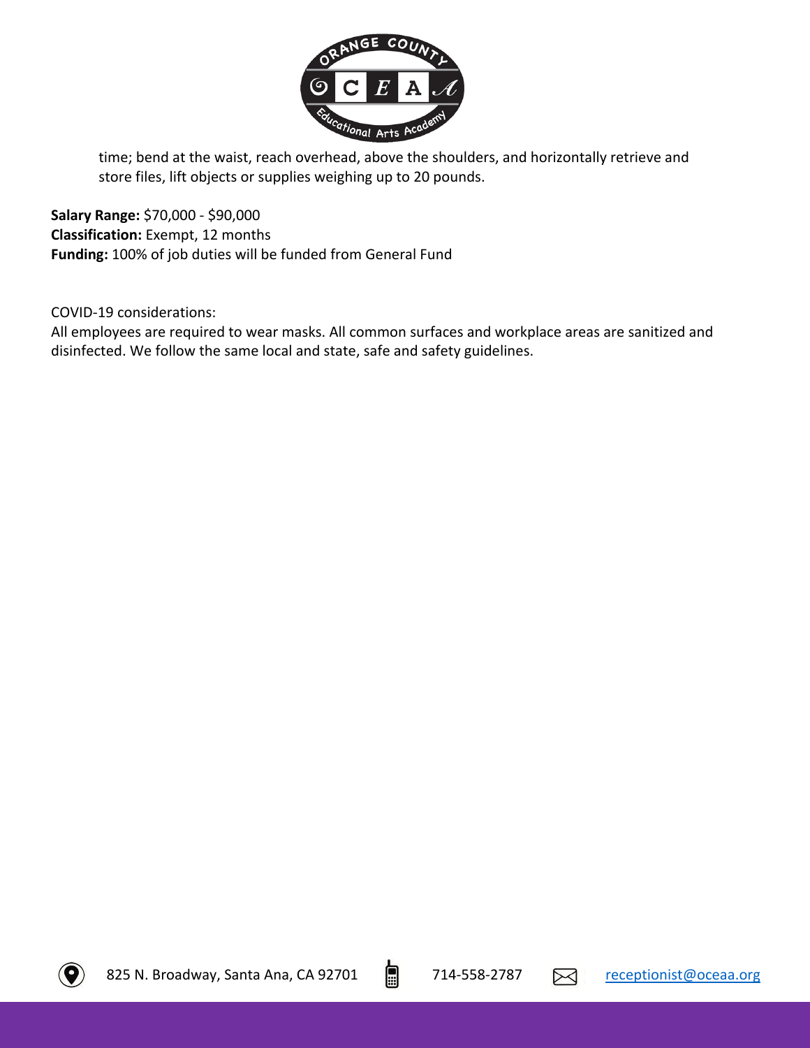time; bend at the waist, reach overhead, above the shoulders, and horizontally retrieve and store files, lift objects or supplies weighing up to 20 pounds.

**Salary Range:** $70,000 - $90,000
**Classification:** Exempt, 12 months
**Funding:** 100% of job duties will be funded from General Fund

COVID-19 considerations:
All employees are required to wear masks. All common surfaces and workplace areas are sanitized and disinfected. We follow the same local and state, safe and safety guidelines.